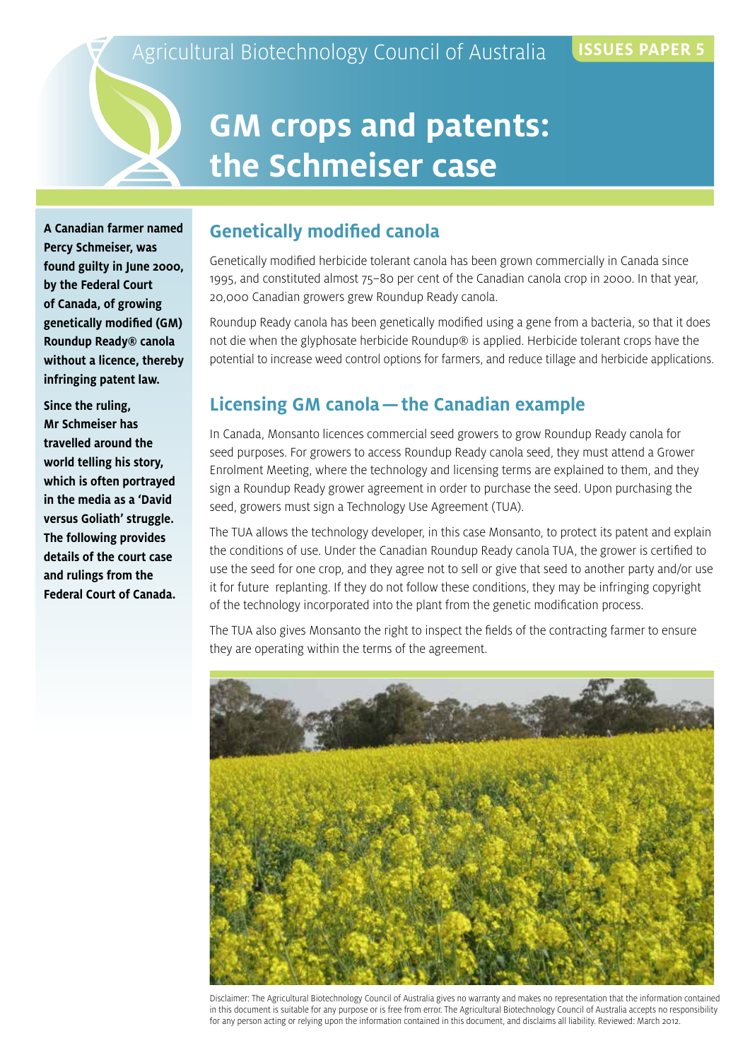Agricultural Biotechnology Council of Australia

ISSUES PAPER 5

# GM crops and patents: the Schmeiser case

**A Canadian farmer named Percy Schmeiser, was found guilty in June 2000, by the Federal Court of Canada, of growing genetically modified (GM) Roundup Ready® canola without a licence, thereby infringing patent law.**

**Since the ruling, Mr Schmeiser has travelled around the world telling his story, which is often portrayed in the media as a 'David versus Goliath' struggle. The following provides details of the court case and rulings from the Federal Court of Canada.**

## Genetically modified canola

Genetically modified herbicide tolerant canola has been grown commercially in Canada since 1995, and constituted almost 75–80 per cent of the Canadian canola crop in 2000. In that year, 20,000 Canadian growers grew Roundup Ready canola.

Roundup Ready canola has been genetically modified using a gene from a bacteria, so that it does not die when the glyphosate herbicide Roundup® is applied. Herbicide tolerant crops have the potential to increase weed control options for farmers, and reduce tillage and herbicide applications.

## Licensing GM canola — the Canadian example

In Canada, Monsanto licences commercial seed growers to grow Roundup Ready canola for seed purposes. For growers to access Roundup Ready canola seed, they must attend a Grower Enrolment Meeting, where the technology and licensing terms are explained to them, and they sign a Roundup Ready grower agreement in order to purchase the seed. Upon purchasing the seed, growers must sign a Technology Use Agreement (TUA).

The TUA allows the technology developer, in this case Monsanto, to protect its patent and explain the conditions of use. Under the Canadian Roundup Ready canola TUA, the grower is certified to use the seed for one crop, and they agree not to sell or give that seed to another party and/or use it for future replanting. If they do not follow these conditions, they may be infringing copyright of the technology incorporated into the plant from the genetic modification process.

The TUA also gives Monsanto the right to inspect the fields of the contracting farmer to ensure they are operating within the terms of the agreement.

Disclaimer: The Agricultural Biotechnology Council of Australia gives no warranty and makes no representation that the information contained in this document is suitable for any purpose or is free from error. The Agricultural Biotechnology Council of Australia accepts no responsibility for any person acting or relying upon the information contained in this document, and disclaims all liability. Reviewed: March 2012.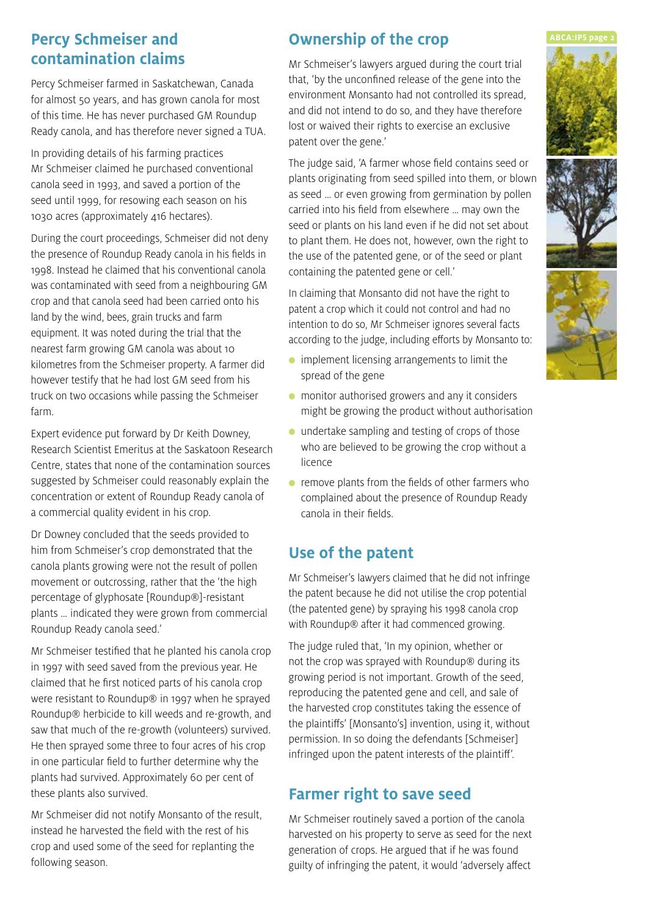## Percy Schmeiser and contamination claims

Percy Schmeiser farmed in Saskatchewan, Canada for almost 50 years, and has grown canola for most of this time. He has never purchased GM Roundup Ready canola, and has therefore never signed a TUA.

In providing details of his farming practices Mr Schmeiser claimed he purchased conventional canola seed in 1993, and saved a portion of the seed until 1999, for resowing each season on his 1030 acres (approximately 416 hectares).

During the court proceedings, Schmeiser did not deny the presence of Roundup Ready canola in his fields in 1998. Instead he claimed that his conventional canola was contaminated with seed from a neighbouring GM crop and that canola seed had been carried onto his land by the wind, bees, grain trucks and farm equipment. It was noted during the trial that the nearest farm growing GM canola was about 10 kilometres from the Schmeiser property. A farmer did however testify that he had lost GM seed from his truck on two occasions while passing the Schmeiser farm.

Expert evidence put forward by Dr Keith Downey, Research Scientist Emeritus at the Saskatoon Research Centre, states that none of the contamination sources suggested by Schmeiser could reasonably explain the concentration or extent of Roundup Ready canola of a commercial quality evident in his crop.

Dr Downey concluded that the seeds provided to him from Schmeiser's crop demonstrated that the canola plants growing were not the result of pollen movement or outcrossing, rather that the 'the high percentage of glyphosate [Roundup®]-resistant plants … indicated they were grown from commercial Roundup Ready canola seed.'

Mr Schmeiser testified that he planted his canola crop in 1997 with seed saved from the previous year. He claimed that he first noticed parts of his canola crop were resistant to Roundup® in 1997 when he sprayed Roundup® herbicide to kill weeds and re-growth, and saw that much of the re-growth (volunteers) survived. He then sprayed some three to four acres of his crop in one particular field to further determine why the plants had survived. Approximately 60 per cent of these plants also survived.

Mr Schmeiser did not notify Monsanto of the result, instead he harvested the field with the rest of his crop and used some of the seed for replanting the following season.

## Ownership of the crop

Mr Schmeiser's lawyers argued during the court trial that, 'by the unconfined release of the gene into the environment Monsanto had not controlled its spread, and did not intend to do so, and they have therefore lost or waived their rights to exercise an exclusive patent over the gene.'

The judge said, 'A farmer whose field contains seed or plants originating from seed spilled into them, or blown as seed … or even growing from germination by pollen carried into his field from elsewhere … may own the seed or plants on his land even if he did not set about to plant them. He does not, however, own the right to the use of the patented gene, or of the seed or plant containing the patented gene or cell.'

In claiming that Monsanto did not have the right to patent a crop which it could not control and had no intention to do so, Mr Schmeiser ignores several facts according to the judge, including efforts by Monsanto to:

- implement licensing arrangements to limit the spread of the gene
- monitor authorised growers and any it considers might be growing the product without authorisation
- undertake sampling and testing of crops of those who are believed to be growing the crop without a licence
- remove plants from the fields of other farmers who complained about the presence of Roundup Ready canola in their fields.

## Use of the patent

Mr Schmeiser's lawyers claimed that he did not infringe the patent because he did not utilise the crop potential (the patented gene) by spraying his 1998 canola crop with Roundup® after it had commenced growing.

The judge ruled that, 'In my opinion, whether or not the crop was sprayed with Roundup® during its growing period is not important. Growth of the seed, reproducing the patented gene and cell, and sale of the harvested crop constitutes taking the essence of the plaintiffs' [Monsanto's] invention, using it, without permission. In so doing the defendants [Schmeiser] infringed upon the patent interests of the plaintiff'.

## Farmer right to save seed

Mr Schmeiser routinely saved a portion of the canola harvested on his property to serve as seed for the next generation of crops. He argued that if he was found guilty of infringing the patent, it would 'adversely affect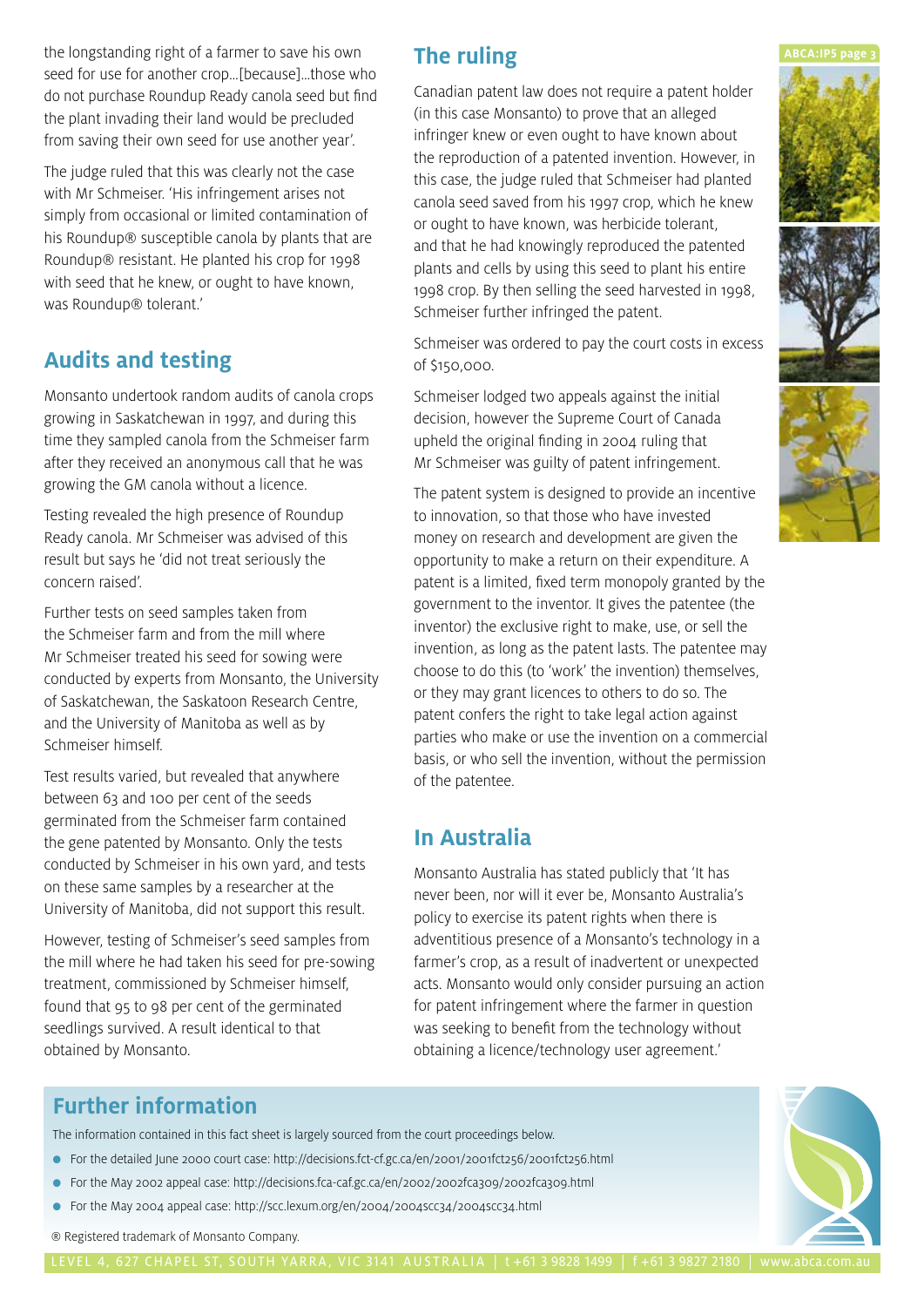the longstanding right of a farmer to save his own seed for use for another crop...[because]...those who do not purchase Roundup Ready canola seed but find the plant invading their land would be precluded from saving their own seed for use another year'.

The judge ruled that this was clearly not the case with Mr Schmeiser. 'His infringement arises not simply from occasional or limited contamination of his Roundup® susceptible canola by plants that are Roundup® resistant. He planted his crop for 1998 with seed that he knew, or ought to have known, was Roundup® tolerant.'

## Audits and testing

Monsanto undertook random audits of canola crops growing in Saskatchewan in 1997, and during this time they sampled canola from the Schmeiser farm after they received an anonymous call that he was growing the GM canola without a licence.

Testing revealed the high presence of Roundup Ready canola. Mr Schmeiser was advised of this result but says he 'did not treat seriously the concern raised'.

Further tests on seed samples taken from the Schmeiser farm and from the mill where Mr Schmeiser treated his seed for sowing were conducted by experts from Monsanto, the University of Saskatchewan, the Saskatoon Research Centre, and the University of Manitoba as well as by Schmeiser himself.

Test results varied, but revealed that anywhere between 63 and 100 per cent of the seeds germinated from the Schmeiser farm contained the gene patented by Monsanto. Only the tests conducted by Schmeiser in his own yard, and tests on these same samples by a researcher at the University of Manitoba, did not support this result.

However, testing of Schmeiser's seed samples from the mill where he had taken his seed for pre-sowing treatment, commissioned by Schmeiser himself, found that 95 to 98 per cent of the germinated seedlings survived. A result identical to that obtained by Monsanto.

## The ruling

Canadian patent law does not require a patent holder (in this case Monsanto) to prove that an alleged infringer knew or even ought to have known about the reproduction of a patented invention. However, in this case, the judge ruled that Schmeiser had planted canola seed saved from his 1997 crop, which he knew or ought to have known, was herbicide tolerant, and that he had knowingly reproduced the patented plants and cells by using this seed to plant his entire 1998 crop. By then selling the seed harvested in 1998, Schmeiser further infringed the patent.

Schmeiser was ordered to pay the court costs in excess of $150,000.

Schmeiser lodged two appeals against the initial decision, however the Supreme Court of Canada upheld the original finding in 2004 ruling that Mr Schmeiser was guilty of patent infringement.

The patent system is designed to provide an incentive to innovation, so that those who have invested money on research and development are given the opportunity to make a return on their expenditure. A patent is a limited, fixed term monopoly granted by the government to the inventor. It gives the patentee (the inventor) the exclusive right to make, use, or sell the invention, as long as the patent lasts. The patentee may choose to do this (to 'work' the invention) themselves, or they may grant licences to others to do so. The patent confers the right to take legal action against parties who make or use the invention on a commercial basis, or who sell the invention, without the permission of the patentee.

## In Australia

Monsanto Australia has stated publicly that 'It has never been, nor will it ever be, Monsanto Australia's policy to exercise its patent rights when there is adventitious presence of a Monsanto's technology in a farmer's crop, as a result of inadvertent or unexpected acts. Monsanto would only consider pursuing an action for patent infringement where the farmer in question was seeking to benefit from the technology without obtaining a licence/technology user agreement.'

## Further information

The information contained in this fact sheet is largely sourced from the court proceedings below.

- For the detailed June 2000 court case: http://decisions.fct-cf.gc.ca/en/2001/2001fct256/2001fct256.html
- For the May 2002 appeal case: http://decisions.fca-caf.gc.ca/en/2002/2002fca309/2002fca309.html
- For the May 2004 appeal case: http://scc.lexum.org/en/2004/2004scc34/2004scc34.html

® Registered trademark of Monsanto Company.

LEVEL 4, 627 CHAPEL ST, SOUTH YARRA, VIC 3141 AUSTRALIA | t +61 3 9828 1499 | f +61 3 9827 2180 | www.abca.com.au